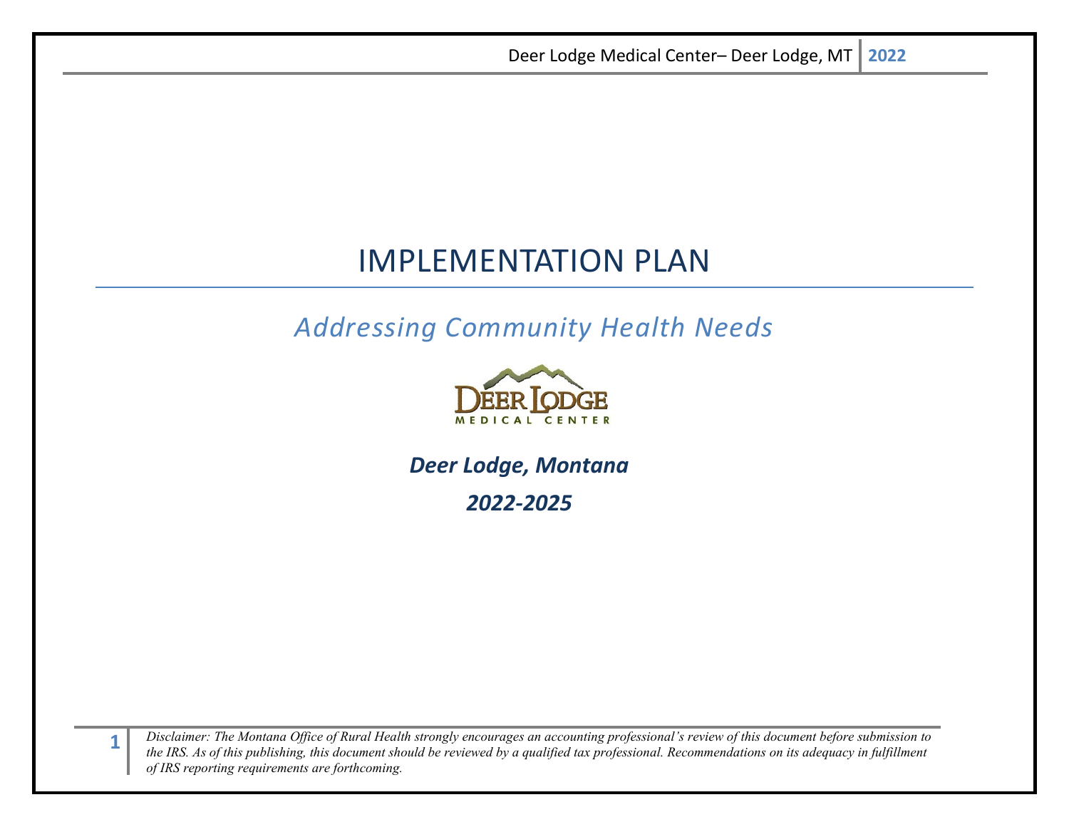# IMPLEMENTATION PLAN

## *Addressing Community Health Needs*

DEER LODGE MEDICAL CENTER

***Deer Lodge, Montana***

***2022-2025***

*Disclaimer: The Montana Office of Rural Health strongly encourages an accounting professional's review of this document before submission to the IRS. As of this publishing, this document should be reviewed by a qualified tax professional. Recommendations on its adequacy in fulfillment of IRS reporting requirements are forthcoming.*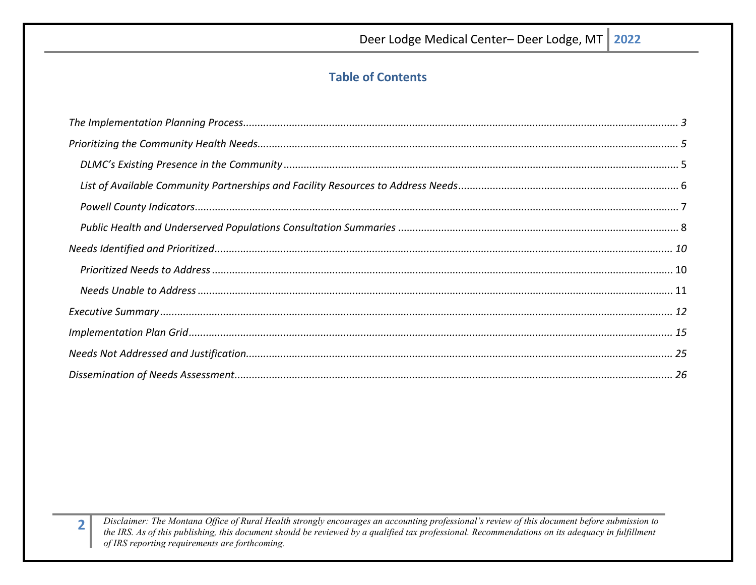## Table of Contents

*The Implementation Planning Process* ........ *3*

*Prioritizing the Community Health Needs* ........ *5*

- *DLMC's Existing Presence in the Community* ........ 5
- *List of Available Community Partnerships and Facility Resources to Address Needs* ........ 6
- *Powell County Indicators* ........ 7
- *Public Health and Underserved Populations Consultation Summaries* ........ 8

*Needs Identified and Prioritized* ........ *10*

- *Prioritized Needs to Address* ........ 10
- *Needs Unable to Address* ........ 11

*Executive Summary* ........ *12*

*Implementation Plan Grid* ........ *15*

*Needs Not Addressed and Justification* ........ *25*

*Dissemination of Needs Assessment* ........ *26*

*Disclaimer: The Montana Office of Rural Health strongly encourages an accounting professional's review of this document before submission to the IRS. As of this publishing, this document should be reviewed by a qualified tax professional. Recommendations on its adequacy in fulfillment of IRS reporting requirements are forthcoming.*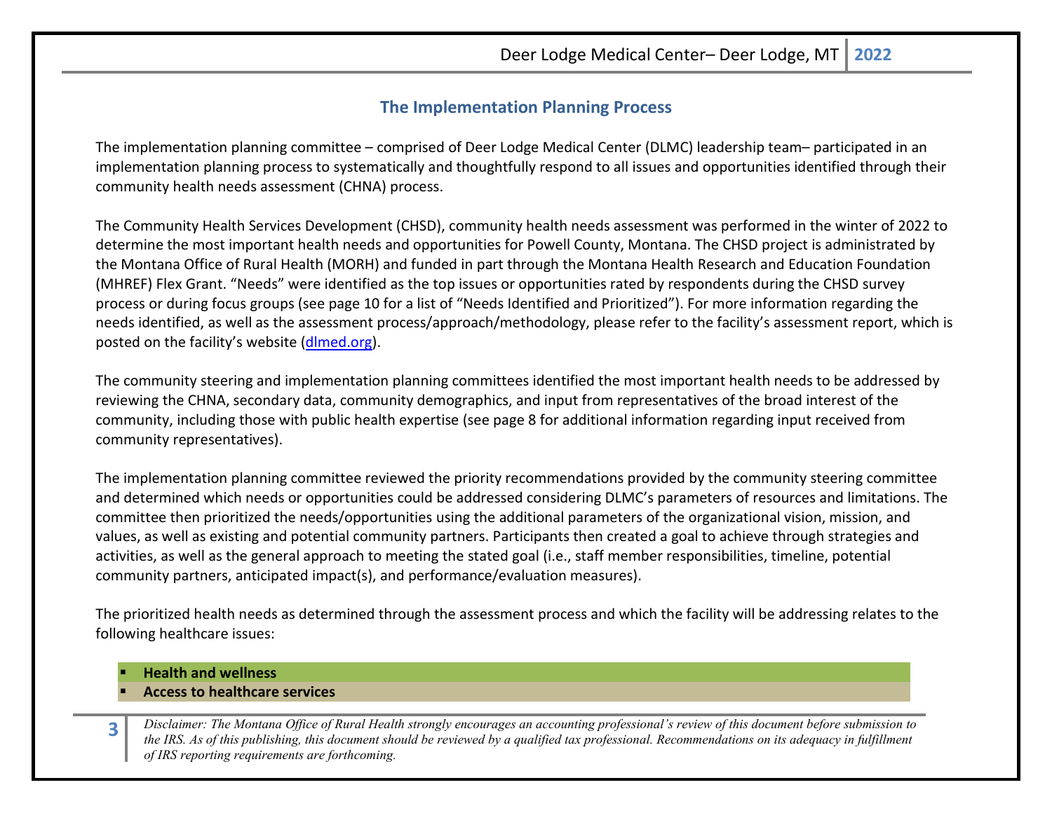## The Implementation Planning Process

The implementation planning committee – comprised of Deer Lodge Medical Center (DLMC) leadership team– participated in an implementation planning process to systematically and thoughtfully respond to all issues and opportunities identified through their community health needs assessment (CHNA) process.

The Community Health Services Development (CHSD), community health needs assessment was performed in the winter of 2022 to determine the most important health needs and opportunities for Powell County, Montana. The CHSD project is administrated by the Montana Office of Rural Health (MORH) and funded in part through the Montana Health Research and Education Foundation (MHREF) Flex Grant. "Needs" were identified as the top issues or opportunities rated by respondents during the CHSD survey process or during focus groups (see page 10 for a list of "Needs Identified and Prioritized"). For more information regarding the needs identified, as well as the assessment process/approach/methodology, please refer to the facility's assessment report, which is posted on the facility's website (dlmed.org).

The community steering and implementation planning committees identified the most important health needs to be addressed by reviewing the CHNA, secondary data, community demographics, and input from representatives of the broad interest of the community, including those with public health expertise (see page 8 for additional information regarding input received from community representatives).

The implementation planning committee reviewed the priority recommendations provided by the community steering committee and determined which needs or opportunities could be addressed considering DLMC's parameters of resources and limitations. The committee then prioritized the needs/opportunities using the additional parameters of the organizational vision, mission, and values, as well as existing and potential community partners. Participants then created a goal to achieve through strategies and activities, as well as the general approach to meeting the stated goal (i.e., staff member responsibilities, timeline, potential community partners, anticipated impact(s), and performance/evaluation measures).

The prioritized health needs as determined through the assessment process and which the facility will be addressing relates to the following healthcare issues:

- **Health and wellness**
- **Access to healthcare services**

*Disclaimer: The Montana Office of Rural Health strongly encourages an accounting professional's review of this document before submission to the IRS. As of this publishing, this document should be reviewed by a qualified tax professional. Recommendations on its adequacy in fulfillment of IRS reporting requirements are forthcoming.*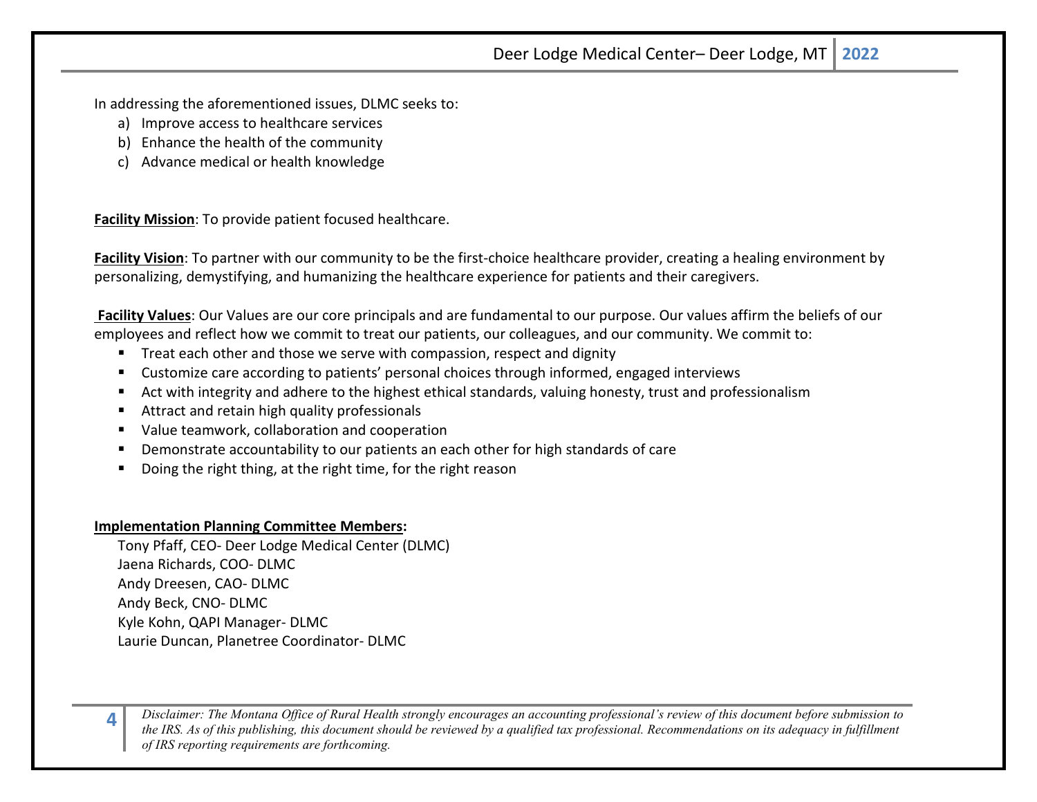In addressing the aforementioned issues, DLMC seeks to:

a) Improve access to healthcare services
b) Enhance the health of the community
c) Advance medical or health knowledge

**Facility Mission**: To provide patient focused healthcare.

**Facility Vision**: To partner with our community to be the first-choice healthcare provider, creating a healing environment by personalizing, demystifying, and humanizing the healthcare experience for patients and their caregivers.

**Facility Values**: Our Values are our core principals and are fundamental to our purpose. Our values affirm the beliefs of our employees and reflect how we commit to treat our patients, our colleagues, and our community. We commit to:

- Treat each other and those we serve with compassion, respect and dignity
- Customize care according to patients' personal choices through informed, engaged interviews
- Act with integrity and adhere to the highest ethical standards, valuing honesty, trust and professionalism
- Attract and retain high quality professionals
- Value teamwork, collaboration and cooperation
- Demonstrate accountability to our patients an each other for high standards of care
- Doing the right thing, at the right time, for the right reason

**Implementation Planning Committee Members:**

Tony Pfaff, CEO- Deer Lodge Medical Center (DLMC)
Jaena Richards, COO- DLMC
Andy Dreesen, CAO- DLMC
Andy Beck, CNO- DLMC
Kyle Kohn, QAPI Manager- DLMC
Laurie Duncan, Planetree Coordinator- DLMC

*Disclaimer: The Montana Office of Rural Health strongly encourages an accounting professional's review of this document before submission to the IRS. As of this publishing, this document should be reviewed by a qualified tax professional. Recommendations on its adequacy in fulfillment of IRS reporting requirements are forthcoming.*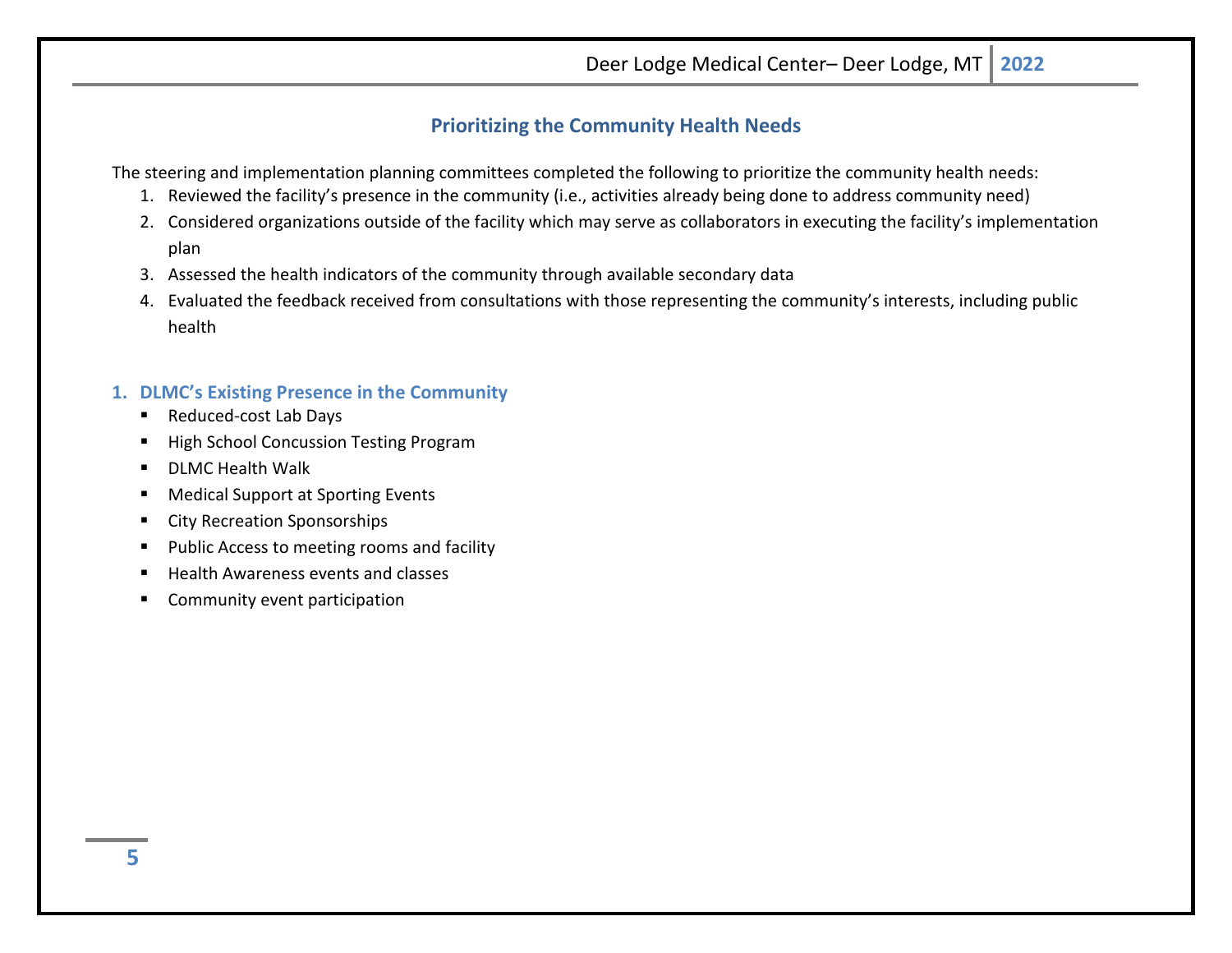## Prioritizing the Community Health Needs

The steering and implementation planning committees completed the following to prioritize the community health needs:

1. Reviewed the facility's presence in the community (i.e., activities already being done to address community need)
2. Considered organizations outside of the facility which may serve as collaborators in executing the facility's implementation plan
3. Assessed the health indicators of the community through available secondary data
4. Evaluated the feedback received from consultations with those representing the community's interests, including public health

### 1. DLMC's Existing Presence in the Community

- Reduced-cost Lab Days
- High School Concussion Testing Program
- DLMC Health Walk
- Medical Support at Sporting Events
- City Recreation Sponsorships
- Public Access to meeting rooms and facility
- Health Awareness events and classes
- Community event participation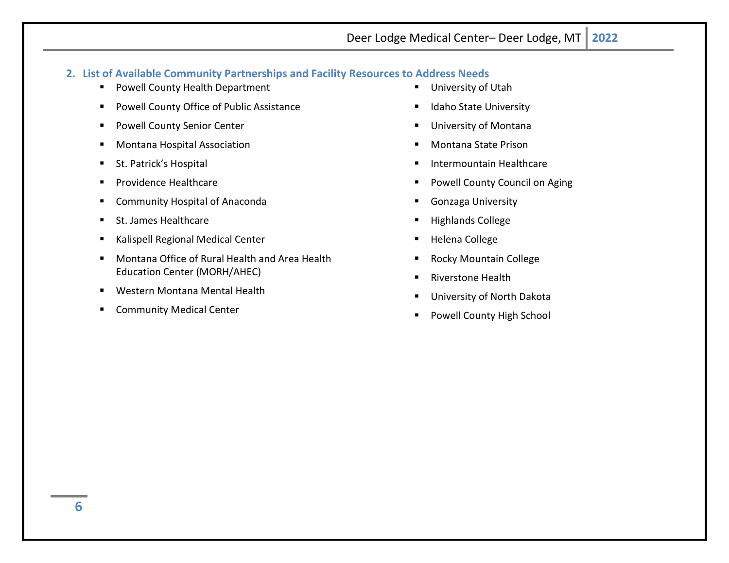## 2. List of Available Community Partnerships and Facility Resources to Address Needs

- Powell County Health Department
- Powell County Office of Public Assistance
- Powell County Senior Center
- Montana Hospital Association
- St. Patrick's Hospital
- Providence Healthcare
- Community Hospital of Anaconda
- St. James Healthcare
- Kalispell Regional Medical Center
- Montana Office of Rural Health and Area Health Education Center (MORH/AHEC)
- Western Montana Mental Health
- Community Medical Center
- University of Utah
- Idaho State University
- University of Montana
- Montana State Prison
- Intermountain Healthcare
- Powell County Council on Aging
- Gonzaga University
- Highlands College
- Helena College
- Rocky Mountain College
- Riverstone Health
- University of North Dakota
- Powell County High School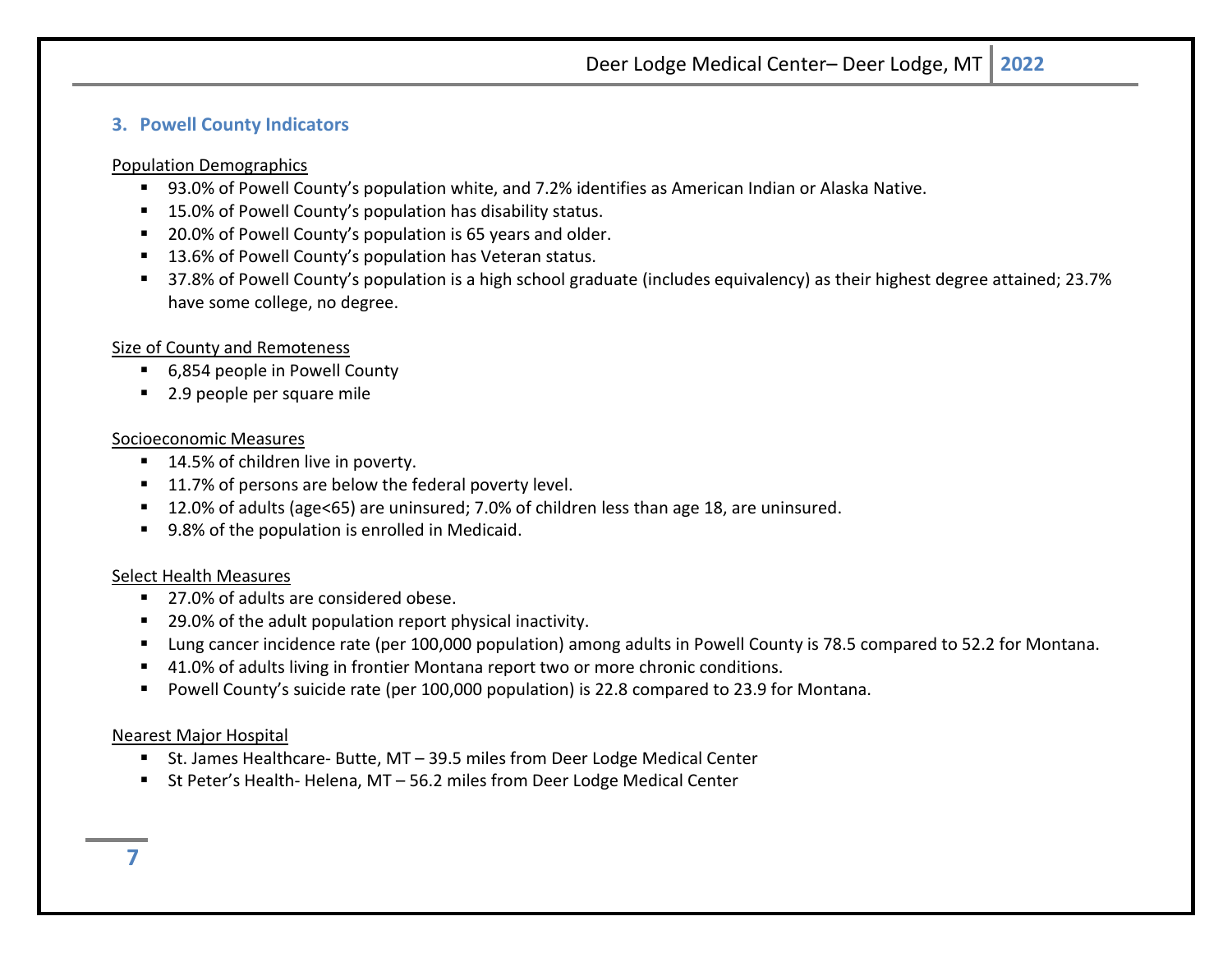## 3. Powell County Indicators

Population Demographics

- 93.0% of Powell County's population white, and 7.2% identifies as American Indian or Alaska Native.
- 15.0% of Powell County's population has disability status.
- 20.0% of Powell County's population is 65 years and older.
- 13.6% of Powell County's population has Veteran status.
- 37.8% of Powell County's population is a high school graduate (includes equivalency) as their highest degree attained; 23.7% have some college, no degree.

Size of County and Remoteness

- 6,854 people in Powell County
- 2.9 people per square mile

Socioeconomic Measures

- 14.5% of children live in poverty.
- 11.7% of persons are below the federal poverty level.
- 12.0% of adults (age<65) are uninsured; 7.0% of children less than age 18, are uninsured.
- 9.8% of the population is enrolled in Medicaid.

Select Health Measures

- 27.0% of adults are considered obese.
- 29.0% of the adult population report physical inactivity.
- Lung cancer incidence rate (per 100,000 population) among adults in Powell County is 78.5 compared to 52.2 for Montana.
- 41.0% of adults living in frontier Montana report two or more chronic conditions.
- Powell County's suicide rate (per 100,000 population) is 22.8 compared to 23.9 for Montana.

Nearest Major Hospital

- St. James Healthcare- Butte, MT – 39.5 miles from Deer Lodge Medical Center
- St Peter's Health- Helena, MT – 56.2 miles from Deer Lodge Medical Center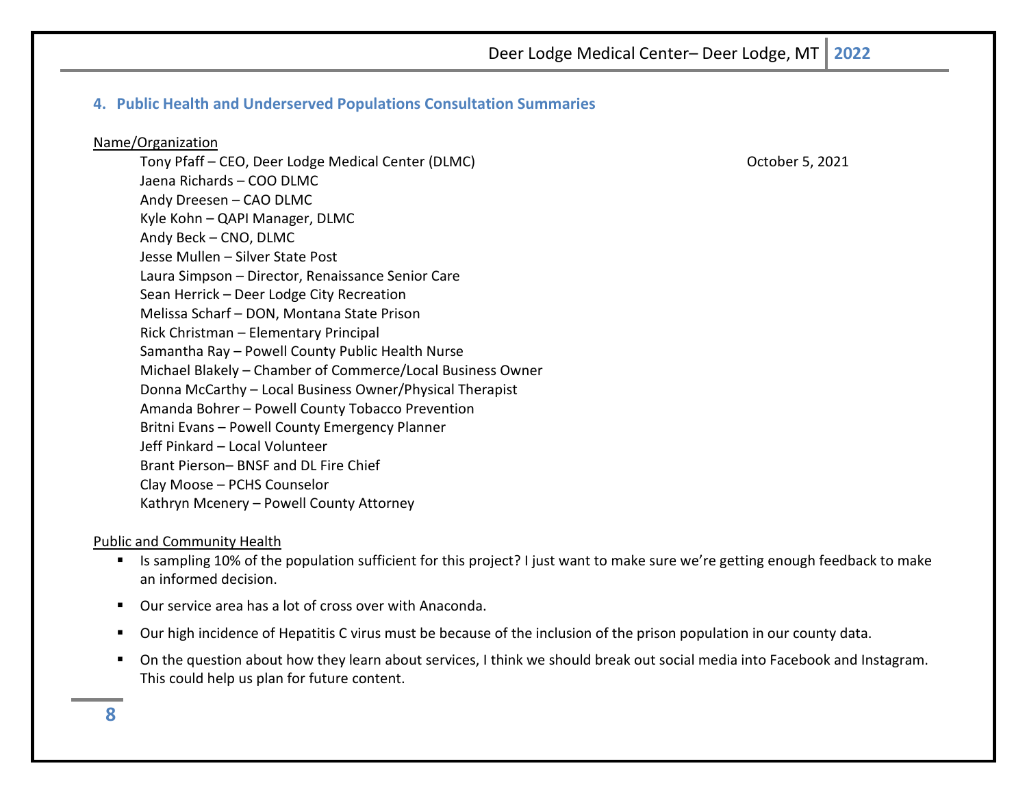## 4. Public Health and Underserved Populations Consultation Summaries

<u>Name/Organization</u>

Tony Pfaff – CEO, Deer Lodge Medical Center (DLMC) October 5, 2021
Jaena Richards – COO DLMC
Andy Dreesen – CAO DLMC
Kyle Kohn – QAPI Manager, DLMC
Andy Beck – CNO, DLMC
Jesse Mullen – Silver State Post
Laura Simpson – Director, Renaissance Senior Care
Sean Herrick – Deer Lodge City Recreation
Melissa Scharf – DON, Montana State Prison
Rick Christman – Elementary Principal
Samantha Ray – Powell County Public Health Nurse
Michael Blakely – Chamber of Commerce/Local Business Owner
Donna McCarthy – Local Business Owner/Physical Therapist
Amanda Bohrer – Powell County Tobacco Prevention
Britni Evans – Powell County Emergency Planner
Jeff Pinkard – Local Volunteer
Brant Pierson– BNSF and DL Fire Chief
Clay Moose – PCHS Counselor
Kathryn Mcenery – Powell County Attorney

<u>Public and Community Health</u>

- Is sampling 10% of the population sufficient for this project? I just want to make sure we're getting enough feedback to make an informed decision.
- Our service area has a lot of cross over with Anaconda.
- Our high incidence of Hepatitis C virus must be because of the inclusion of the prison population in our county data.
- On the question about how they learn about services, I think we should break out social media into Facebook and Instagram. This could help us plan for future content.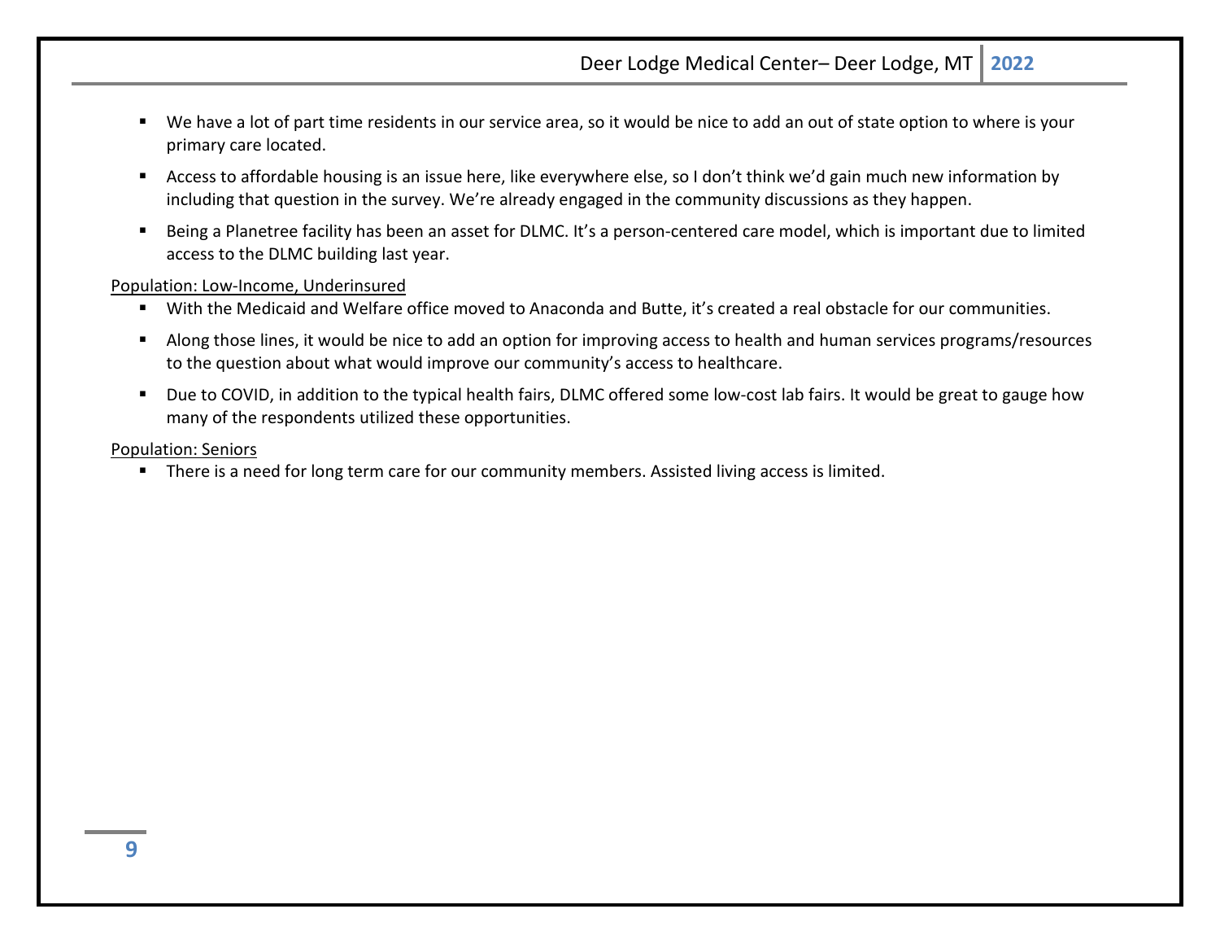- We have a lot of part time residents in our service area, so it would be nice to add an out of state option to where is your primary care located.
- Access to affordable housing is an issue here, like everywhere else, so I don't think we'd gain much new information by including that question in the survey. We're already engaged in the community discussions as they happen.
- Being a Planetree facility has been an asset for DLMC. It's a person-centered care model, which is important due to limited access to the DLMC building last year.

<u>Population: Low-Income, Underinsured</u>

- With the Medicaid and Welfare office moved to Anaconda and Butte, it's created a real obstacle for our communities.
- Along those lines, it would be nice to add an option for improving access to health and human services programs/resources to the question about what would improve our community's access to healthcare.
- Due to COVID, in addition to the typical health fairs, DLMC offered some low-cost lab fairs. It would be great to gauge how many of the respondents utilized these opportunities.

<u>Population: Seniors</u>

- There is a need for long term care for our community members. Assisted living access is limited.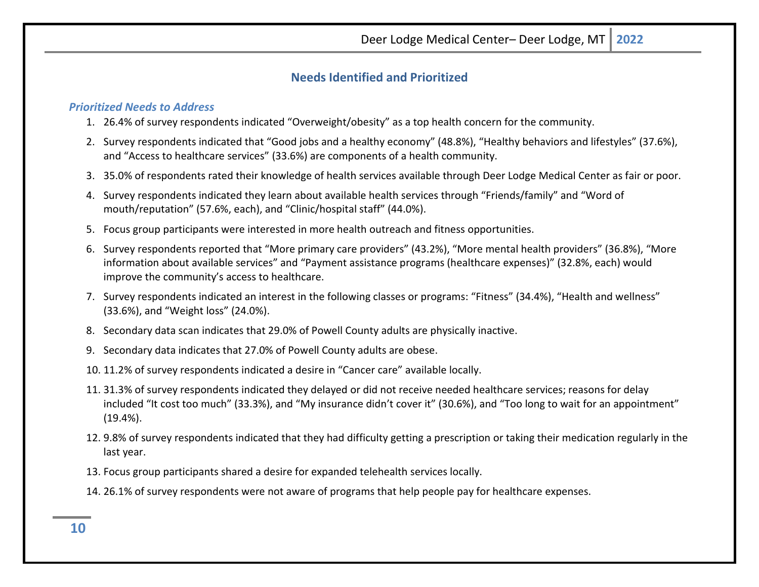## Needs Identified and Prioritized

### *Prioritized Needs to Address*

1. 26.4% of survey respondents indicated "Overweight/obesity" as a top health concern for the community.
2. Survey respondents indicated that "Good jobs and a healthy economy" (48.8%), "Healthy behaviors and lifestyles" (37.6%), and "Access to healthcare services" (33.6%) are components of a health community.
3. 35.0% of respondents rated their knowledge of health services available through Deer Lodge Medical Center as fair or poor.
4. Survey respondents indicated they learn about available health services through "Friends/family" and "Word of mouth/reputation" (57.6%, each), and "Clinic/hospital staff" (44.0%).
5. Focus group participants were interested in more health outreach and fitness opportunities.
6. Survey respondents reported that "More primary care providers" (43.2%), "More mental health providers" (36.8%), "More information about available services" and "Payment assistance programs (healthcare expenses)" (32.8%, each) would improve the community's access to healthcare.
7. Survey respondents indicated an interest in the following classes or programs: "Fitness" (34.4%), "Health and wellness" (33.6%), and "Weight loss" (24.0%).
8. Secondary data scan indicates that 29.0% of Powell County adults are physically inactive.
9. Secondary data indicates that 27.0% of Powell County adults are obese.
10. 11.2% of survey respondents indicated a desire in "Cancer care" available locally.
11. 31.3% of survey respondents indicated they delayed or did not receive needed healthcare services; reasons for delay included "It cost too much" (33.3%), and "My insurance didn't cover it" (30.6%), and "Too long to wait for an appointment" (19.4%).
12. 9.8% of survey respondents indicated that they had difficulty getting a prescription or taking their medication regularly in the last year.
13. Focus group participants shared a desire for expanded telehealth services locally.
14. 26.1% of survey respondents were not aware of programs that help people pay for healthcare expenses.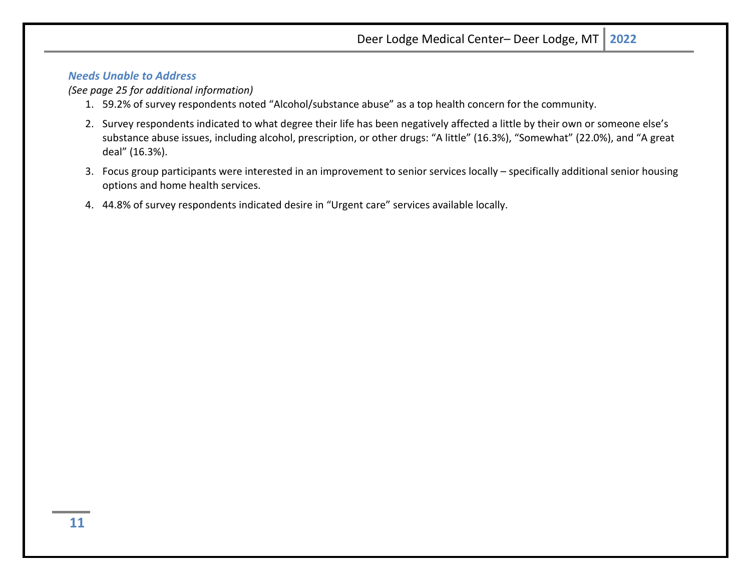### *Needs Unable to Address*

*(See page 25 for additional information)*

1. 59.2% of survey respondents noted “Alcohol/substance abuse” as a top health concern for the community.
2. Survey respondents indicated to what degree their life has been negatively affected a little by their own or someone else’s substance abuse issues, including alcohol, prescription, or other drugs: “A little” (16.3%), “Somewhat” (22.0%), and “A great deal” (16.3%).
3. Focus group participants were interested in an improvement to senior services locally – specifically additional senior housing options and home health services.
4. 44.8% of survey respondents indicated desire in “Urgent care” services available locally.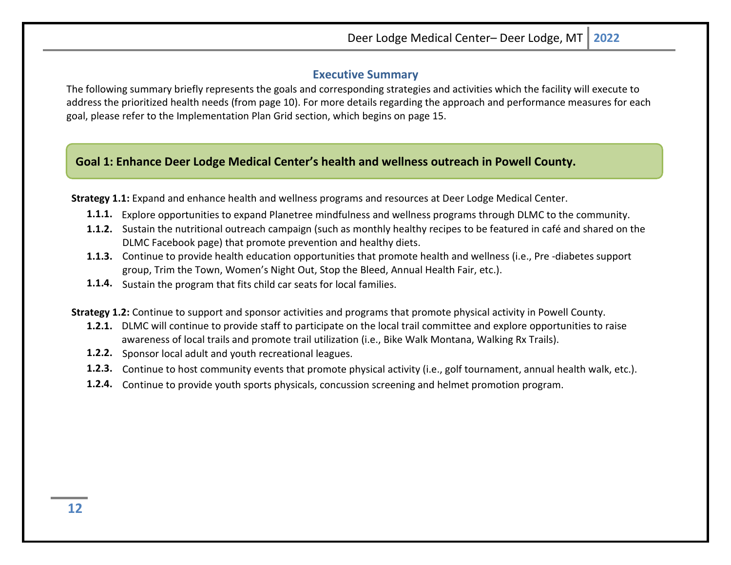## Executive Summary

The following summary briefly represents the goals and corresponding strategies and activities which the facility will execute to address the prioritized health needs (from page 10). For more details regarding the approach and performance measures for each goal, please refer to the Implementation Plan Grid section, which begins on page 15.

### Goal 1: Enhance Deer Lodge Medical Center's health and wellness outreach in Powell County.

**Strategy 1.1:** Expand and enhance health and wellness programs and resources at Deer Lodge Medical Center.

- **1.1.1.** Explore opportunities to expand Planetree mindfulness and wellness programs through DLMC to the community.
- **1.1.2.** Sustain the nutritional outreach campaign (such as monthly healthy recipes to be featured in café and shared on the DLMC Facebook page) that promote prevention and healthy diets.
- **1.1.3.** Continue to provide health education opportunities that promote health and wellness (i.e., Pre -diabetes support group, Trim the Town, Women's Night Out, Stop the Bleed, Annual Health Fair, etc.).
- **1.1.4.** Sustain the program that fits child car seats for local families.

**Strategy 1.2:** Continue to support and sponsor activities and programs that promote physical activity in Powell County.

- **1.2.1.** DLMC will continue to provide staff to participate on the local trail committee and explore opportunities to raise awareness of local trails and promote trail utilization (i.e., Bike Walk Montana, Walking Rx Trails).
- **1.2.2.** Sponsor local adult and youth recreational leagues.
- **1.2.3.** Continue to host community events that promote physical activity (i.e., golf tournament, annual health walk, etc.).
- **1.2.4.** Continue to provide youth sports physicals, concussion screening and helmet promotion program.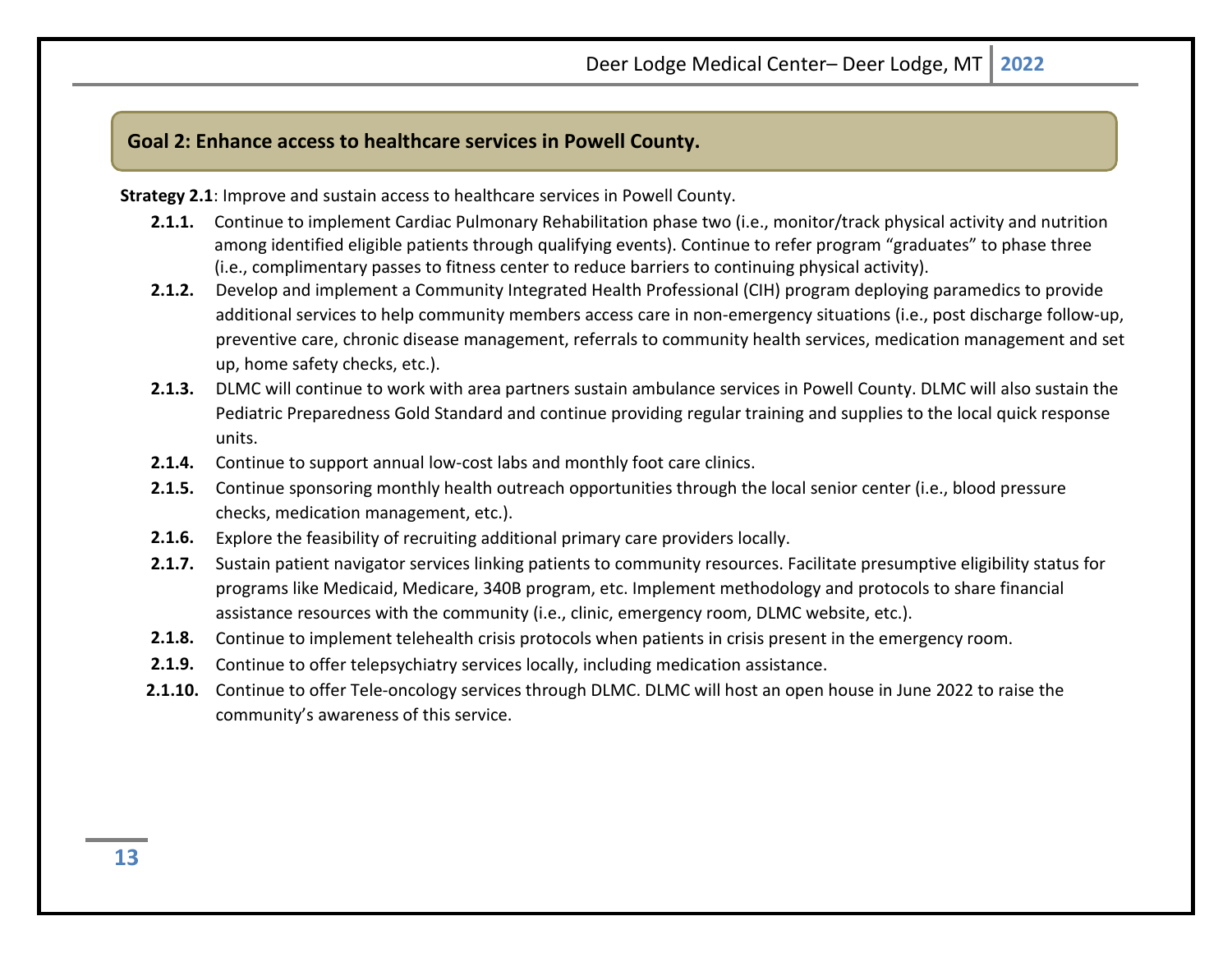## Goal 2: Enhance access to healthcare services in Powell County.

**Strategy 2.1**: Improve and sustain access to healthcare services in Powell County.

- **2.1.1.** Continue to implement Cardiac Pulmonary Rehabilitation phase two (i.e., monitor/track physical activity and nutrition among identified eligible patients through qualifying events). Continue to refer program "graduates" to phase three (i.e., complimentary passes to fitness center to reduce barriers to continuing physical activity).
- **2.1.2.** Develop and implement a Community Integrated Health Professional (CIH) program deploying paramedics to provide additional services to help community members access care in non-emergency situations (i.e., post discharge follow-up, preventive care, chronic disease management, referrals to community health services, medication management and set up, home safety checks, etc.).
- **2.1.3.** DLMC will continue to work with area partners sustain ambulance services in Powell County. DLMC will also sustain the Pediatric Preparedness Gold Standard and continue providing regular training and supplies to the local quick response units.
- **2.1.4.** Continue to support annual low-cost labs and monthly foot care clinics.
- **2.1.5.** Continue sponsoring monthly health outreach opportunities through the local senior center (i.e., blood pressure checks, medication management, etc.).
- **2.1.6.** Explore the feasibility of recruiting additional primary care providers locally.
- **2.1.7.** Sustain patient navigator services linking patients to community resources. Facilitate presumptive eligibility status for programs like Medicaid, Medicare, 340B program, etc. Implement methodology and protocols to share financial assistance resources with the community (i.e., clinic, emergency room, DLMC website, etc.).
- **2.1.8.** Continue to implement telehealth crisis protocols when patients in crisis present in the emergency room.
- **2.1.9.** Continue to offer telepsychiatry services locally, including medication assistance.
- **2.1.10.** Continue to offer Tele-oncology services through DLMC. DLMC will host an open house in June 2022 to raise the community's awareness of this service.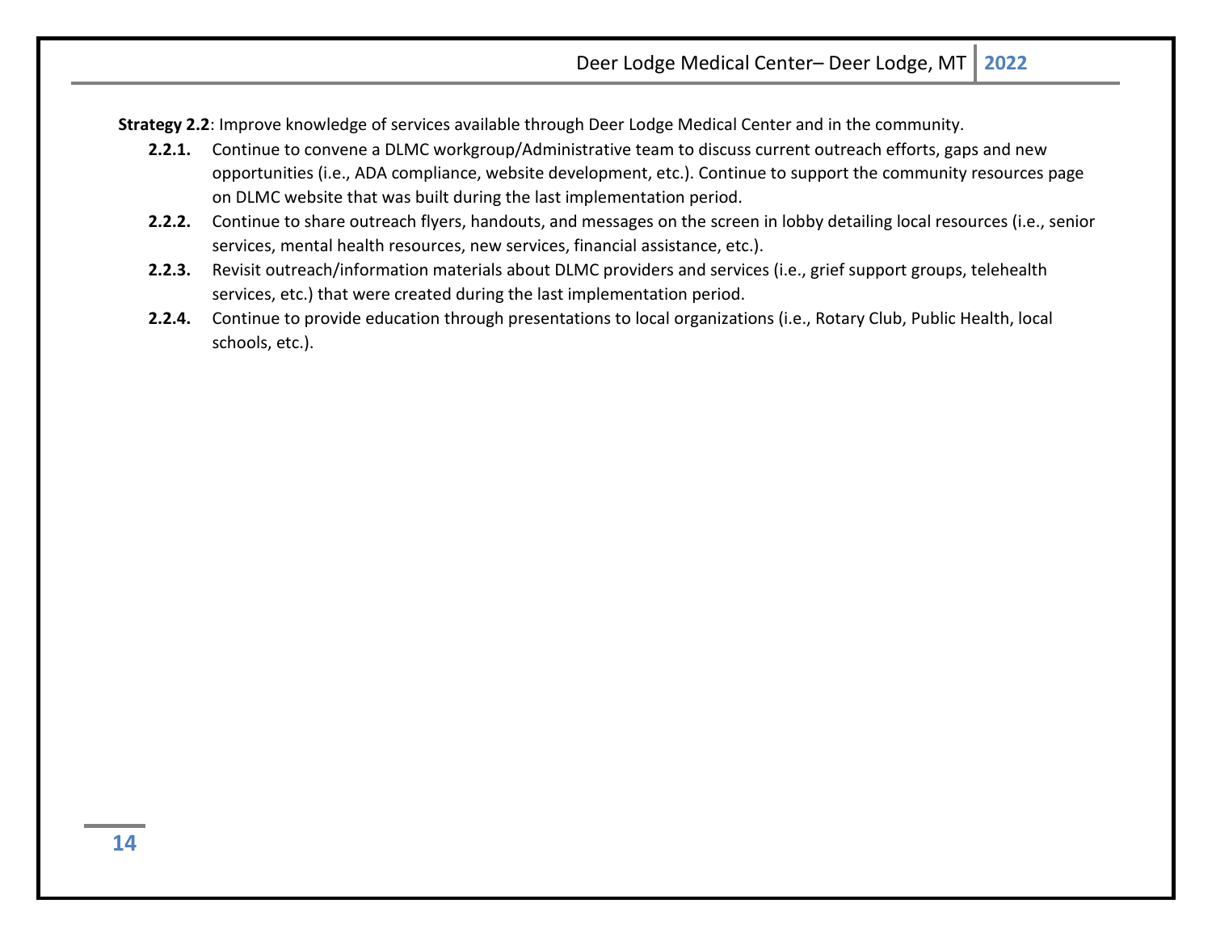**Strategy 2.2**: Improve knowledge of services available through Deer Lodge Medical Center and in the community.

- **2.2.1.** Continue to convene a DLMC workgroup/Administrative team to discuss current outreach efforts, gaps and new opportunities (i.e., ADA compliance, website development, etc.). Continue to support the community resources page on DLMC website that was built during the last implementation period.
- **2.2.2.** Continue to share outreach flyers, handouts, and messages on the screen in lobby detailing local resources (i.e., senior services, mental health resources, new services, financial assistance, etc.).
- **2.2.3.** Revisit outreach/information materials about DLMC providers and services (i.e., grief support groups, telehealth services, etc.) that were created during the last implementation period.
- **2.2.4.** Continue to provide education through presentations to local organizations (i.e., Rotary Club, Public Health, local schools, etc.).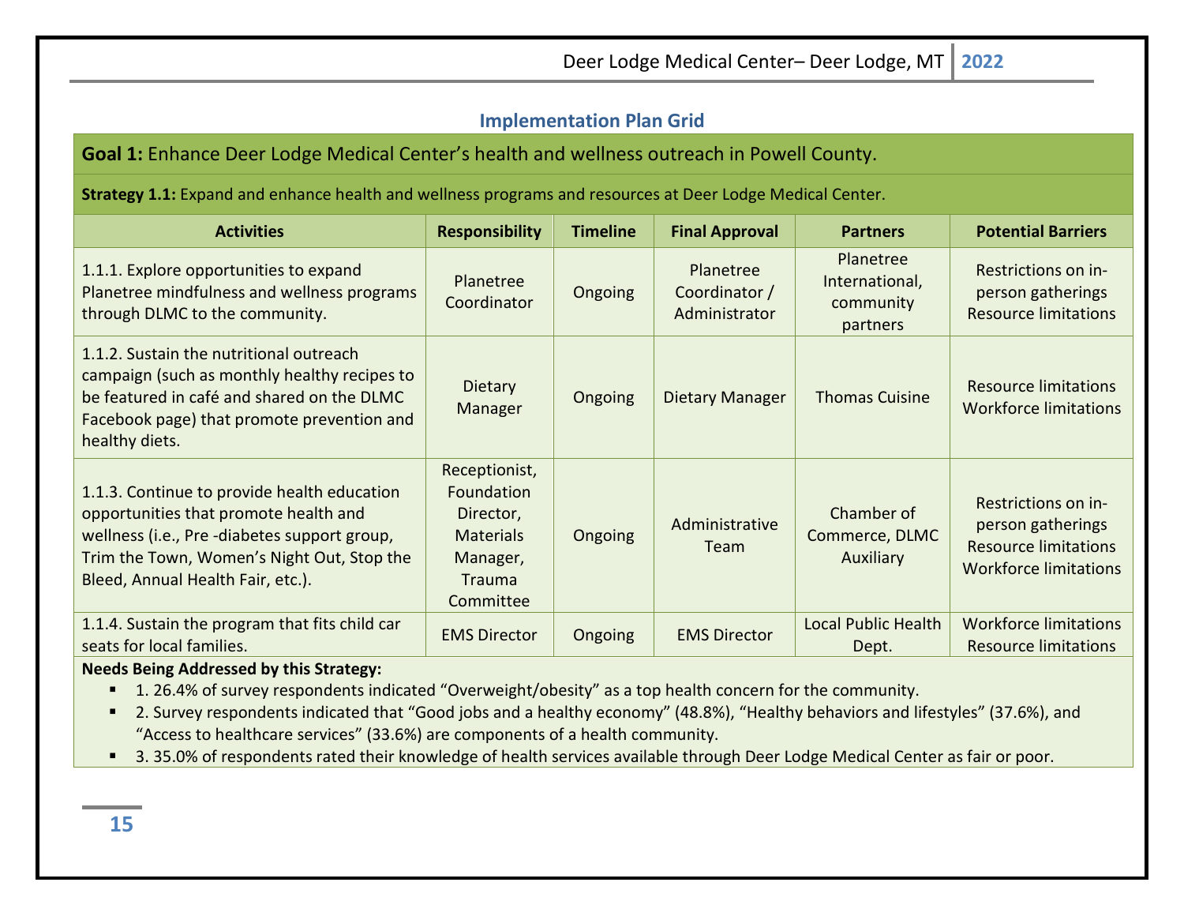## Implementation Plan Grid

**Goal 1:** Enhance Deer Lodge Medical Center's health and wellness outreach in Powell County.

**Strategy 1.1:** Expand and enhance health and wellness programs and resources at Deer Lodge Medical Center.

| Activities | Responsibility | Timeline | Final Approval | Partners | Potential Barriers |
|---|---|---|---|---|---|
| 1.1.1. Explore opportunities to expand Planetree mindfulness and wellness programs through DLMC to the community. | Planetree Coordinator | Ongoing | Planetree Coordinator / Administrator | Planetree International, community partners | Restrictions on in-person gatherings<br>Resource limitations |
| 1.1.2. Sustain the nutritional outreach campaign (such as monthly healthy recipes to be featured in café and shared on the DLMC Facebook page) that promote prevention and healthy diets. | Dietary Manager | Ongoing | Dietary Manager | Thomas Cuisine | Resource limitations<br>Workforce limitations |
| 1.1.3. Continue to provide health education opportunities that promote health and wellness (i.e., Pre -diabetes support group, Trim the Town, Women's Night Out, Stop the Bleed, Annual Health Fair, etc.). | Receptionist, Foundation Director, Materials Manager, Trauma Committee | Ongoing | Administrative Team | Chamber of Commerce, DLMC Auxiliary | Restrictions on in-person gatherings<br>Resource limitations<br>Workforce limitations |
| 1.1.4. Sustain the program that fits child car seats for local families. | EMS Director | Ongoing | EMS Director | Local Public Health Dept. | Workforce limitations<br>Resource limitations |

**Needs Being Addressed by this Strategy:**

- 1. 26.4% of survey respondents indicated "Overweight/obesity" as a top health concern for the community.
- 2. Survey respondents indicated that "Good jobs and a healthy economy" (48.8%), "Healthy behaviors and lifestyles" (37.6%), and "Access to healthcare services" (33.6%) are components of a health community.
- 3. 35.0% of respondents rated their knowledge of health services available through Deer Lodge Medical Center as fair or poor.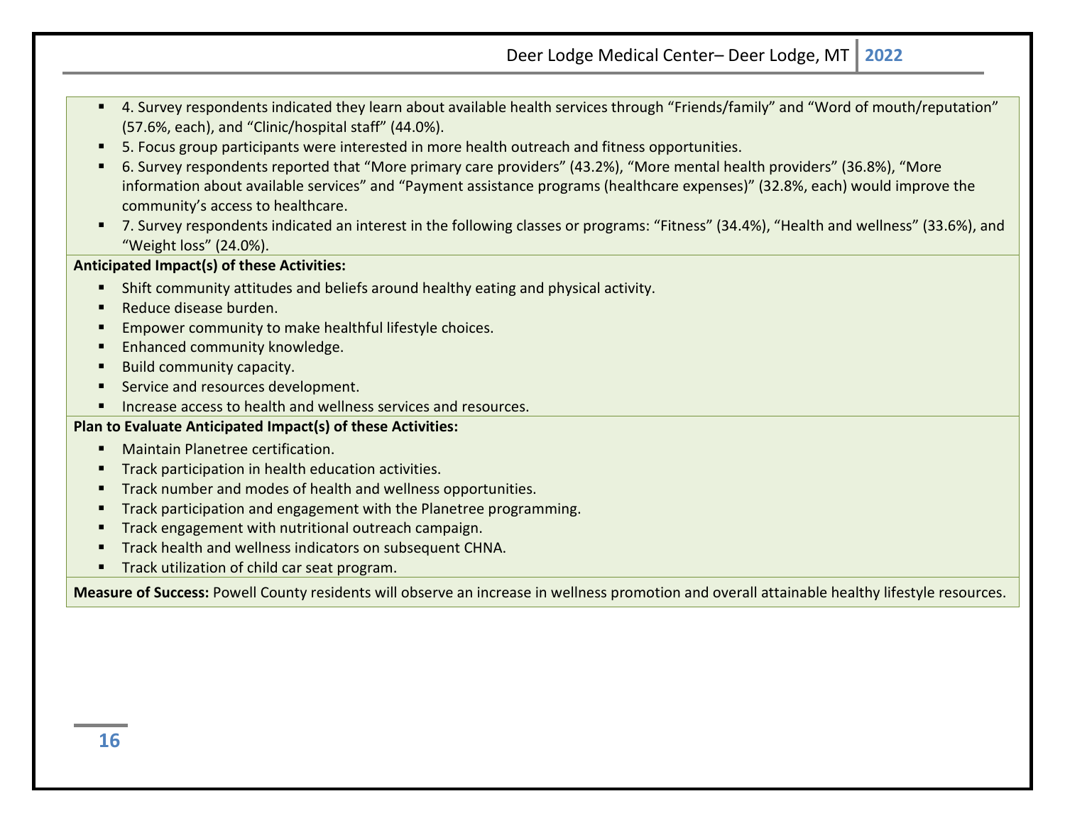- 4. Survey respondents indicated they learn about available health services through "Friends/family" and "Word of mouth/reputation" (57.6%, each), and "Clinic/hospital staff" (44.0%).
- 5. Focus group participants were interested in more health outreach and fitness opportunities.
- 6. Survey respondents reported that "More primary care providers" (43.2%), "More mental health providers" (36.8%), "More information about available services" and "Payment assistance programs (healthcare expenses)" (32.8%, each) would improve the community's access to healthcare.
- 7. Survey respondents indicated an interest in the following classes or programs: "Fitness" (34.4%), "Health and wellness" (33.6%), and "Weight loss" (24.0%).

**Anticipated Impact(s) of these Activities:**

- Shift community attitudes and beliefs around healthy eating and physical activity.
- Reduce disease burden.
- Empower community to make healthful lifestyle choices.
- Enhanced community knowledge.
- Build community capacity.
- Service and resources development.
- Increase access to health and wellness services and resources.

**Plan to Evaluate Anticipated Impact(s) of these Activities:**

- Maintain Planetree certification.
- Track participation in health education activities.
- Track number and modes of health and wellness opportunities.
- Track participation and engagement with the Planetree programming.
- Track engagement with nutritional outreach campaign.
- Track health and wellness indicators on subsequent CHNA.
- Track utilization of child car seat program.

**Measure of Success:** Powell County residents will observe an increase in wellness promotion and overall attainable healthy lifestyle resources.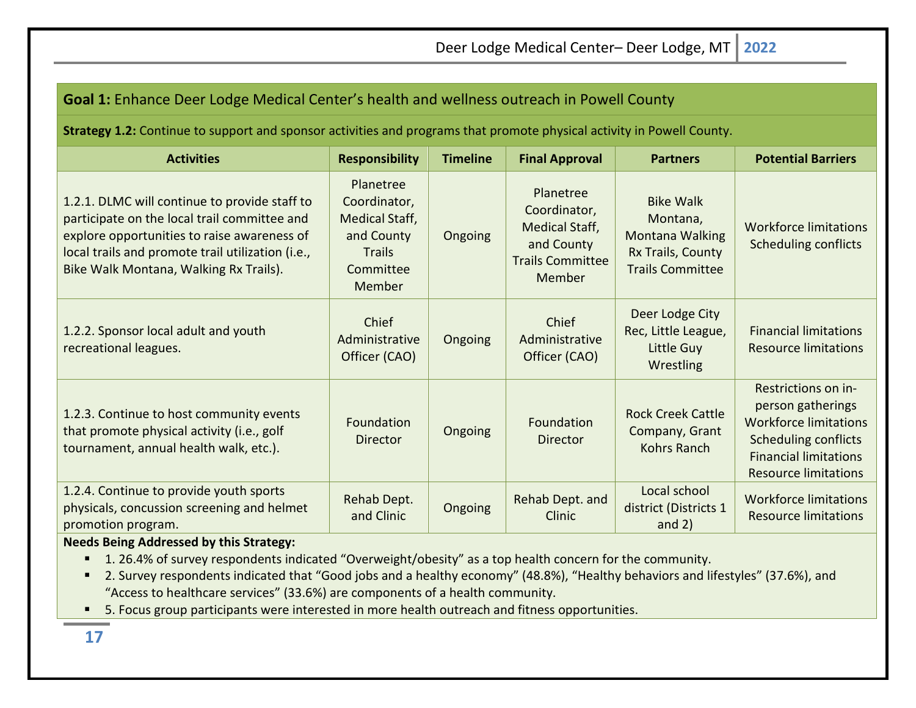**Goal 1:** Enhance Deer Lodge Medical Center's health and wellness outreach in Powell County

**Strategy 1.2:** Continue to support and sponsor activities and programs that promote physical activity in Powell County.

| Activities | Responsibility | Timeline | Final Approval | Partners | Potential Barriers |
|---|---|---|---|---|---|
| 1.2.1. DLMC will continue to provide staff to participate on the local trail committee and explore opportunities to raise awareness of local trails and promote trail utilization (i.e., Bike Walk Montana, Walking Rx Trails). | Planetree Coordinator, Medical Staff, and County Trails Committee Member | Ongoing | Planetree Coordinator, Medical Staff, and County Trails Committee Member | Bike Walk Montana, Montana Walking Rx Trails, County Trails Committee | Workforce limitations<br>Scheduling conflicts |
| 1.2.2. Sponsor local adult and youth recreational leagues. | Chief Administrative Officer (CAO) | Ongoing | Chief Administrative Officer (CAO) | Deer Lodge City Rec, Little League, Little Guy Wrestling | Financial limitations<br>Resource limitations |
| 1.2.3. Continue to host community events that promote physical activity (i.e., golf tournament, annual health walk, etc.). | Foundation Director | Ongoing | Foundation Director | Rock Creek Cattle Company, Grant Kohrs Ranch | Restrictions on in-person gatherings<br>Workforce limitations<br>Scheduling conflicts<br>Financial limitations<br>Resource limitations |
| 1.2.4. Continue to provide youth sports physicals, concussion screening and helmet promotion program. | Rehab Dept. and Clinic | Ongoing | Rehab Dept. and Clinic | Local school district (Districts 1 and 2) | Workforce limitations<br>Resource limitations |

**Needs Being Addressed by this Strategy:**

- 1. 26.4% of survey respondents indicated "Overweight/obesity" as a top health concern for the community.
- 2. Survey respondents indicated that "Good jobs and a healthy economy" (48.8%), "Healthy behaviors and lifestyles" (37.6%), and "Access to healthcare services" (33.6%) are components of a health community.
- 5. Focus group participants were interested in more health outreach and fitness opportunities.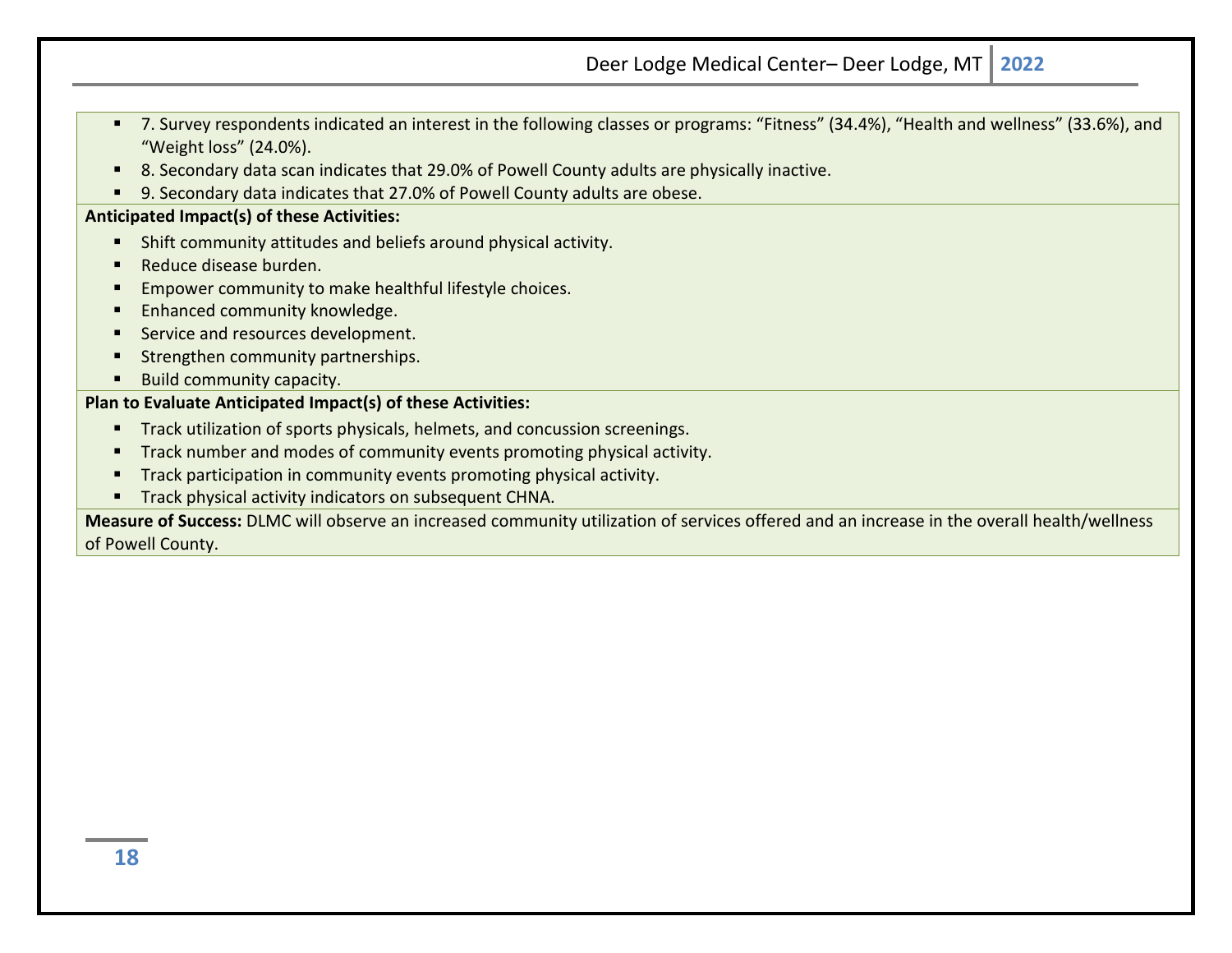- 7. Survey respondents indicated an interest in the following classes or programs: "Fitness" (34.4%), "Health and wellness" (33.6%), and "Weight loss" (24.0%).
- 8. Secondary data scan indicates that 29.0% of Powell County adults are physically inactive.
- 9. Secondary data indicates that 27.0% of Powell County adults are obese.

**Anticipated Impact(s) of these Activities:**

- Shift community attitudes and beliefs around physical activity.
- Reduce disease burden.
- Empower community to make healthful lifestyle choices.
- Enhanced community knowledge.
- Service and resources development.
- Strengthen community partnerships.
- Build community capacity.

**Plan to Evaluate Anticipated Impact(s) of these Activities:**

- Track utilization of sports physicals, helmets, and concussion screenings.
- Track number and modes of community events promoting physical activity.
- Track participation in community events promoting physical activity.
- Track physical activity indicators on subsequent CHNA.

**Measure of Success:** DLMC will observe an increased community utilization of services offered and an increase in the overall health/wellness of Powell County.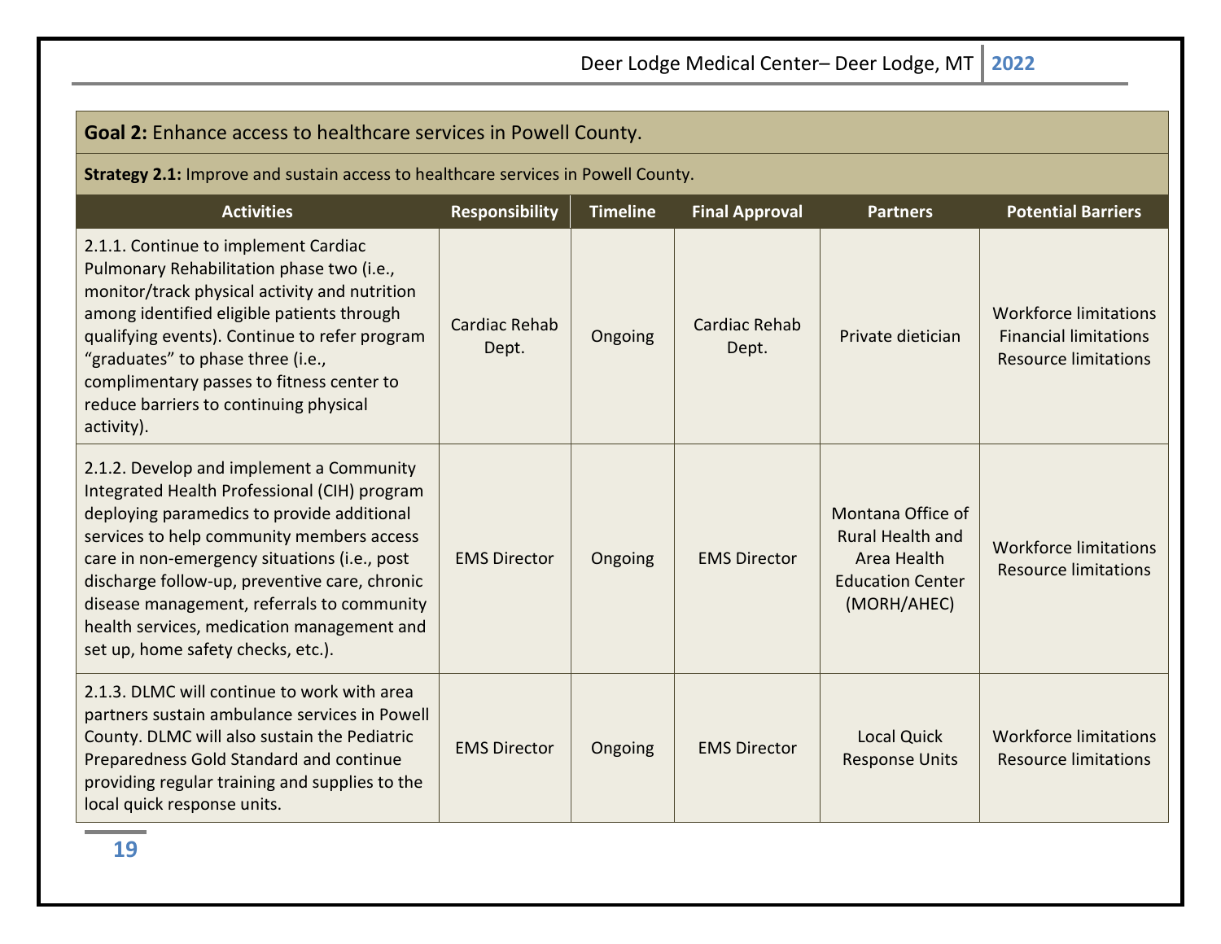**Goal 2:** Enhance access to healthcare services in Powell County.

**Strategy 2.1:** Improve and sustain access to healthcare services in Powell County.

| Activities | Responsibility | Timeline | Final Approval | Partners | Potential Barriers |
|---|---|---|---|---|---|
| 2.1.1. Continue to implement Cardiac Pulmonary Rehabilitation phase two (i.e., monitor/track physical activity and nutrition among identified eligible patients through qualifying events). Continue to refer program "graduates" to phase three (i.e., complimentary passes to fitness center to reduce barriers to continuing physical activity). | Cardiac Rehab Dept. | Ongoing | Cardiac Rehab Dept. | Private dietician | Workforce limitations<br>Financial limitations<br>Resource limitations |
| 2.1.2. Develop and implement a Community Integrated Health Professional (CIH) program deploying paramedics to provide additional services to help community members access care in non-emergency situations (i.e., post discharge follow-up, preventive care, chronic disease management, referrals to community health services, medication management and set up, home safety checks, etc.). | EMS Director | Ongoing | EMS Director | Montana Office of Rural Health and Area Health Education Center (MORH/AHEC) | Workforce limitations<br>Resource limitations |
| 2.1.3. DLMC will continue to work with area partners sustain ambulance services in Powell County. DLMC will also sustain the Pediatric Preparedness Gold Standard and continue providing regular training and supplies to the local quick response units. | EMS Director | Ongoing | EMS Director | Local Quick Response Units | Workforce limitations<br>Resource limitations |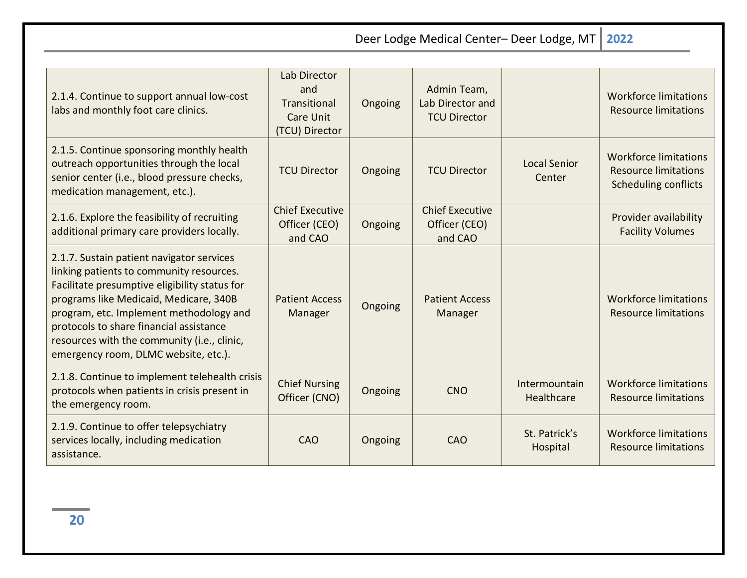| | | | | | |
|---|---|---|---|---|---|
| 2.1.4. Continue to support annual low-cost labs and monthly foot care clinics. | Lab Director and Transitional Care Unit (TCU) Director | Ongoing | Admin Team, Lab Director and TCU Director | | Workforce limitations<br>Resource limitations |
| 2.1.5. Continue sponsoring monthly health outreach opportunities through the local senior center (i.e., blood pressure checks, medication management, etc.). | TCU Director | Ongoing | TCU Director | Local Senior Center | Workforce limitations<br>Resource limitations<br>Scheduling conflicts |
| 2.1.6. Explore the feasibility of recruiting additional primary care providers locally. | Chief Executive Officer (CEO) and CAO | Ongoing | Chief Executive Officer (CEO) and CAO | | Provider availability<br>Facility Volumes |
| 2.1.7. Sustain patient navigator services linking patients to community resources. Facilitate presumptive eligibility status for programs like Medicaid, Medicare, 340B program, etc. Implement methodology and protocols to share financial assistance resources with the community (i.e., clinic, emergency room, DLMC website, etc.). | Patient Access Manager | Ongoing | Patient Access Manager | | Workforce limitations<br>Resource limitations |
| 2.1.8. Continue to implement telehealth crisis protocols when patients in crisis present in the emergency room. | Chief Nursing Officer (CNO) | Ongoing | CNO | Intermountain Healthcare | Workforce limitations<br>Resource limitations |
| 2.1.9. Continue to offer telepsychiatry services locally, including medication assistance. | CAO | Ongoing | CAO | St. Patrick's Hospital | Workforce limitations<br>Resource limitations |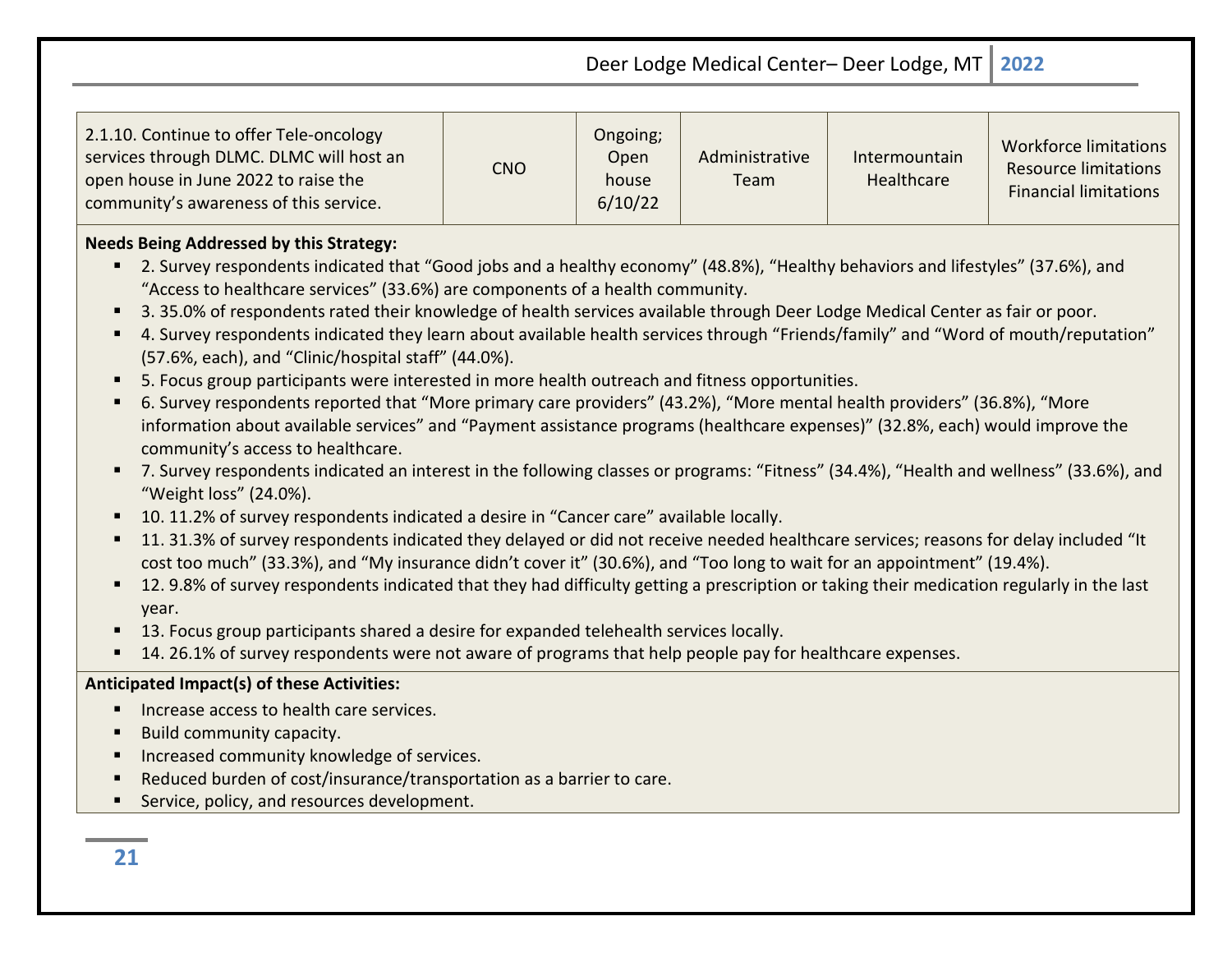| | | | | | |
|---|---|---|---|---|---|
| 2.1.10. Continue to offer Tele-oncology services through DLMC. DLMC will host an open house in June 2022 to raise the community's awareness of this service. | CNO | Ongoing; Open house 6/10/22 | Administrative Team | Intermountain Healthcare | Workforce limitations<br>Resource limitations<br>Financial limitations |

**Needs Being Addressed by this Strategy:**

- 2. Survey respondents indicated that "Good jobs and a healthy economy" (48.8%), "Healthy behaviors and lifestyles" (37.6%), and "Access to healthcare services" (33.6%) are components of a health community.
- 3. 35.0% of respondents rated their knowledge of health services available through Deer Lodge Medical Center as fair or poor.
- 4. Survey respondents indicated they learn about available health services through "Friends/family" and "Word of mouth/reputation" (57.6%, each), and "Clinic/hospital staff" (44.0%).
- 5. Focus group participants were interested in more health outreach and fitness opportunities.
- 6. Survey respondents reported that "More primary care providers" (43.2%), "More mental health providers" (36.8%), "More information about available services" and "Payment assistance programs (healthcare expenses)" (32.8%, each) would improve the community's access to healthcare.
- 7. Survey respondents indicated an interest in the following classes or programs: "Fitness" (34.4%), "Health and wellness" (33.6%), and "Weight loss" (24.0%).
- 10. 11.2% of survey respondents indicated a desire in "Cancer care" available locally.
- 11. 31.3% of survey respondents indicated they delayed or did not receive needed healthcare services; reasons for delay included "It cost too much" (33.3%), and "My insurance didn't cover it" (30.6%), and "Too long to wait for an appointment" (19.4%).
- 12. 9.8% of survey respondents indicated that they had difficulty getting a prescription or taking their medication regularly in the last year.
- 13. Focus group participants shared a desire for expanded telehealth services locally.
- 14. 26.1% of survey respondents were not aware of programs that help people pay for healthcare expenses.

**Anticipated Impact(s) of these Activities:**

- Increase access to health care services.
- Build community capacity.
- Increased community knowledge of services.
- Reduced burden of cost/insurance/transportation as a barrier to care.
- Service, policy, and resources development.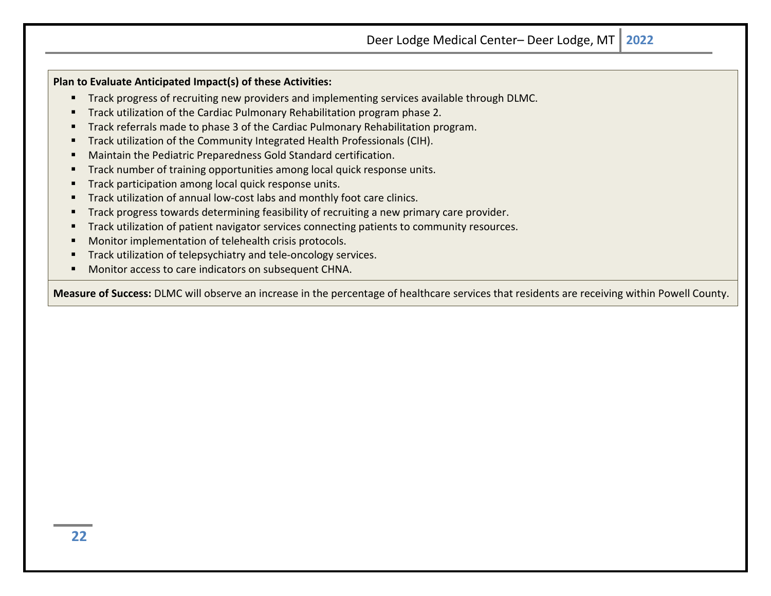**Plan to Evaluate Anticipated Impact(s) of these Activities:**

- Track progress of recruiting new providers and implementing services available through DLMC.
- Track utilization of the Cardiac Pulmonary Rehabilitation program phase 2.
- Track referrals made to phase 3 of the Cardiac Pulmonary Rehabilitation program.
- Track utilization of the Community Integrated Health Professionals (CIH).
- Maintain the Pediatric Preparedness Gold Standard certification.
- Track number of training opportunities among local quick response units.
- Track participation among local quick response units.
- Track utilization of annual low-cost labs and monthly foot care clinics.
- Track progress towards determining feasibility of recruiting a new primary care provider.
- Track utilization of patient navigator services connecting patients to community resources.
- Monitor implementation of telehealth crisis protocols.
- Track utilization of telepsychiatry and tele-oncology services.
- Monitor access to care indicators on subsequent CHNA.

**Measure of Success:** DLMC will observe an increase in the percentage of healthcare services that residents are receiving within Powell County.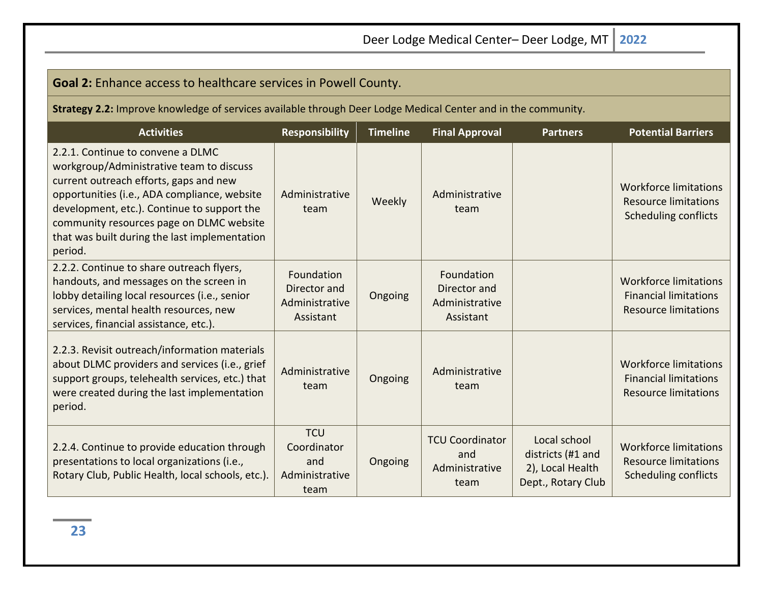**Goal 2:** Enhance access to healthcare services in Powell County.

**Strategy 2.2:** Improve knowledge of services available through Deer Lodge Medical Center and in the community.

| Activities | Responsibility | Timeline | Final Approval | Partners | Potential Barriers |
|---|---|---|---|---|---|
| 2.2.1. Continue to convene a DLMC workgroup/Administrative team to discuss current outreach efforts, gaps and new opportunities (i.e., ADA compliance, website development, etc.). Continue to support the community resources page on DLMC website that was built during the last implementation period. | Administrative team | Weekly | Administrative team | | Workforce limitations<br>Resource limitations<br>Scheduling conflicts |
| 2.2.2. Continue to share outreach flyers, handouts, and messages on the screen in lobby detailing local resources (i.e., senior services, mental health resources, new services, financial assistance, etc.). | Foundation Director and Administrative Assistant | Ongoing | Foundation Director and Administrative Assistant | | Workforce limitations<br>Financial limitations<br>Resource limitations |
| 2.2.3. Revisit outreach/information materials about DLMC providers and services (i.e., grief support groups, telehealth services, etc.) that were created during the last implementation period. | Administrative team | Ongoing | Administrative team | | Workforce limitations<br>Financial limitations<br>Resource limitations |
| 2.2.4. Continue to provide education through presentations to local organizations (i.e., Rotary Club, Public Health, local schools, etc.). | TCU Coordinator and Administrative team | Ongoing | TCU Coordinator and Administrative team | Local school districts (#1 and 2), Local Health Dept., Rotary Club | Workforce limitations<br>Resource limitations<br>Scheduling conflicts |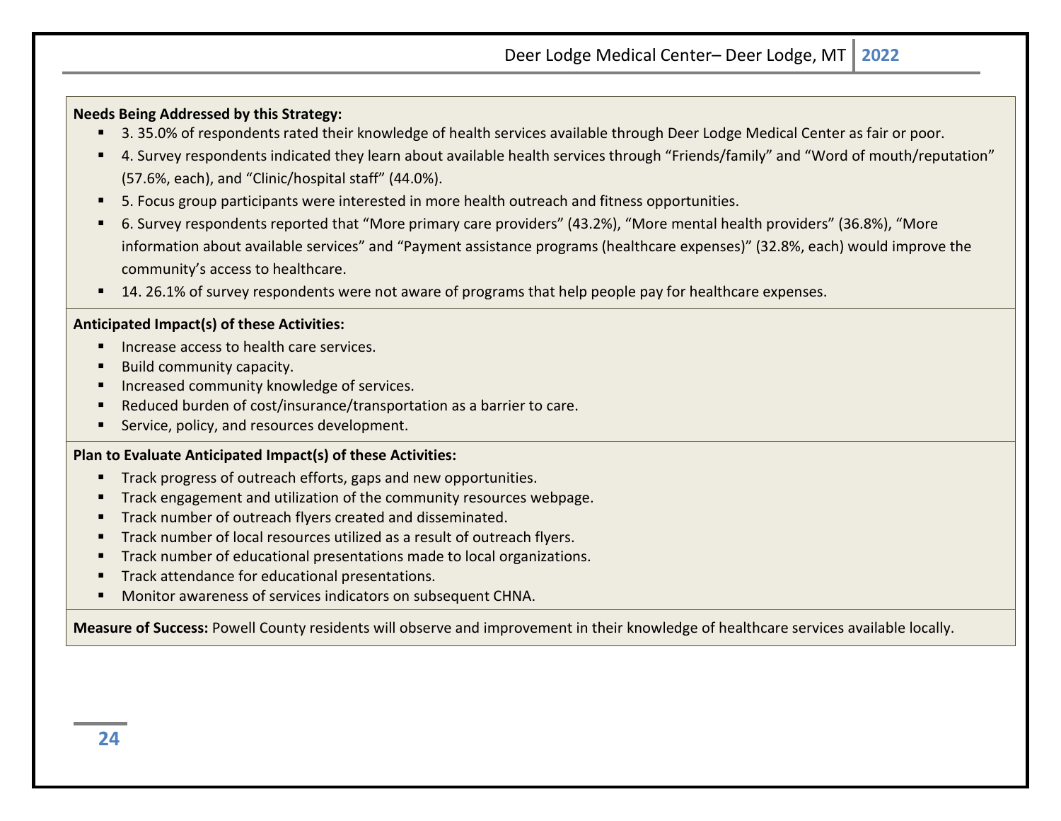**Needs Being Addressed by this Strategy:**

- 3. 35.0% of respondents rated their knowledge of health services available through Deer Lodge Medical Center as fair or poor.
- 4. Survey respondents indicated they learn about available health services through "Friends/family" and "Word of mouth/reputation" (57.6%, each), and "Clinic/hospital staff" (44.0%).
- 5. Focus group participants were interested in more health outreach and fitness opportunities.
- 6. Survey respondents reported that "More primary care providers" (43.2%), "More mental health providers" (36.8%), "More information about available services" and "Payment assistance programs (healthcare expenses)" (32.8%, each) would improve the community's access to healthcare.
- 14. 26.1% of survey respondents were not aware of programs that help people pay for healthcare expenses.

**Anticipated Impact(s) of these Activities:**

- Increase access to health care services.
- Build community capacity.
- Increased community knowledge of services.
- Reduced burden of cost/insurance/transportation as a barrier to care.
- Service, policy, and resources development.

**Plan to Evaluate Anticipated Impact(s) of these Activities:**

- Track progress of outreach efforts, gaps and new opportunities.
- Track engagement and utilization of the community resources webpage.
- Track number of outreach flyers created and disseminated.
- Track number of local resources utilized as a result of outreach flyers.
- Track number of educational presentations made to local organizations.
- Track attendance for educational presentations.
- Monitor awareness of services indicators on subsequent CHNA.

**Measure of Success:** Powell County residents will observe and improvement in their knowledge of healthcare services available locally.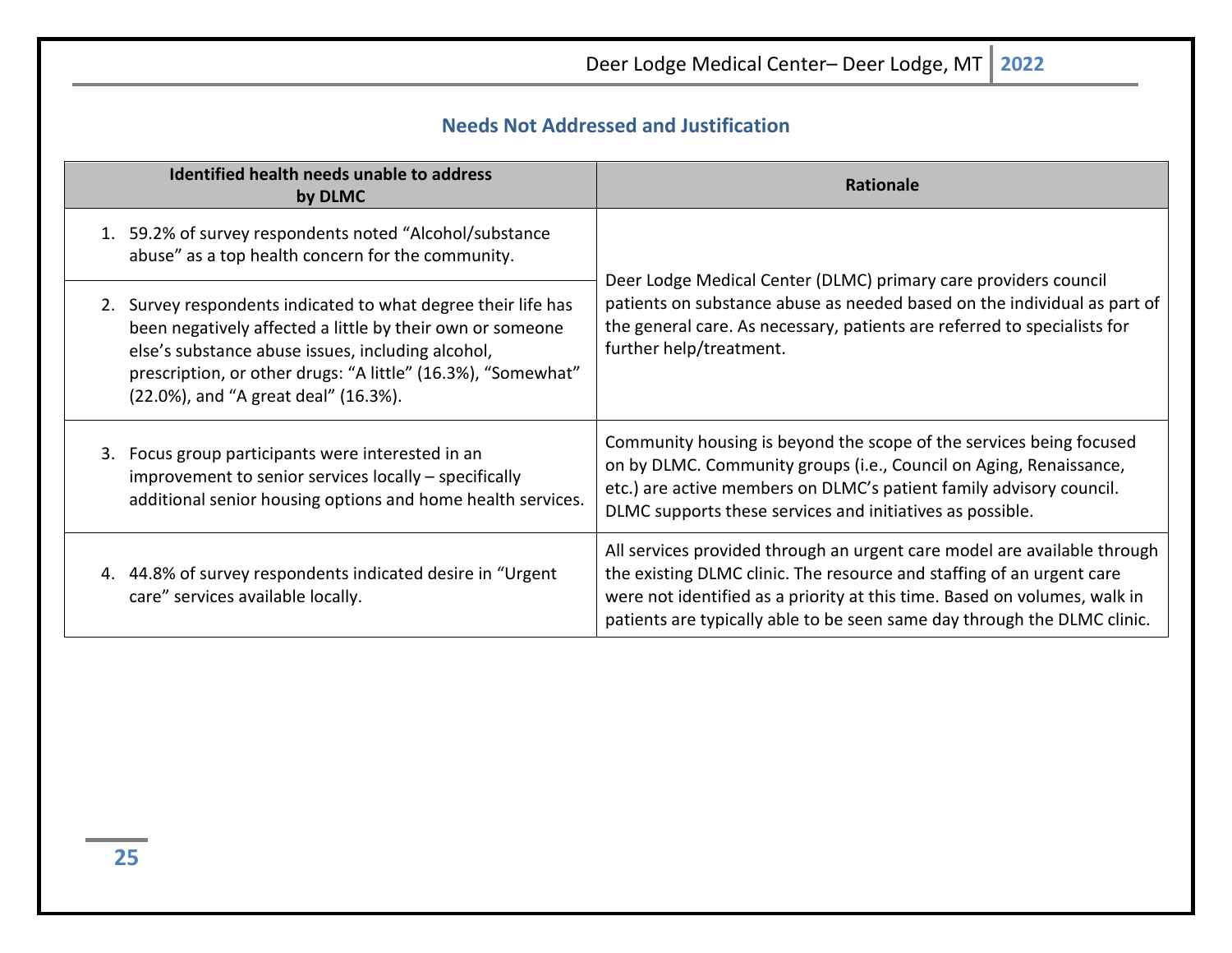## Needs Not Addressed and Justification

| Identified health needs unable to address by DLMC | Rationale |
|---|---|
| 1. 59.2% of survey respondents noted “Alcohol/substance abuse” as a top health concern for the community. | Deer Lodge Medical Center (DLMC) primary care providers council patients on substance abuse as needed based on the individual as part of the general care. As necessary, patients are referred to specialists for further help/treatment. |
| 2. Survey respondents indicated to what degree their life has been negatively affected a little by their own or someone else’s substance abuse issues, including alcohol, prescription, or other drugs: “A little” (16.3%), “Somewhat” (22.0%), and “A great deal” (16.3%). | |
| 3. Focus group participants were interested in an improvement to senior services locally – specifically additional senior housing options and home health services. | Community housing is beyond the scope of the services being focused on by DLMC. Community groups (i.e., Council on Aging, Renaissance, etc.) are active members on DLMC’s patient family advisory council. DLMC supports these services and initiatives as possible. |
| 4. 44.8% of survey respondents indicated desire in “Urgent care” services available locally. | All services provided through an urgent care model are available through the existing DLMC clinic. The resource and staffing of an urgent care were not identified as a priority at this time. Based on volumes, walk in patients are typically able to be seen same day through the DLMC clinic. |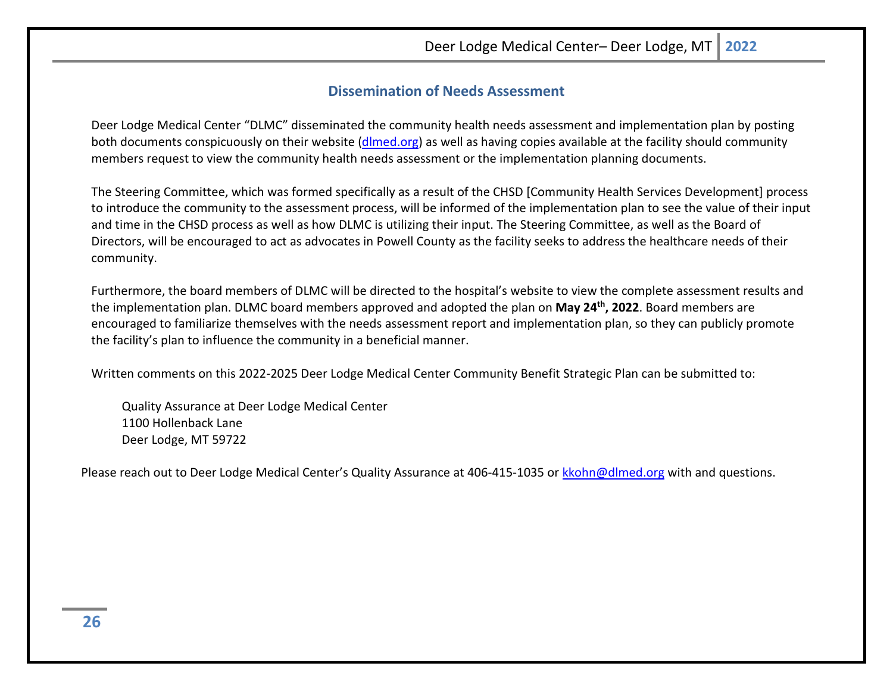## Dissemination of Needs Assessment

Deer Lodge Medical Center "DLMC" disseminated the community health needs assessment and implementation plan by posting both documents conspicuously on their website (dlmed.org) as well as having copies available at the facility should community members request to view the community health needs assessment or the implementation planning documents.

The Steering Committee, which was formed specifically as a result of the CHSD [Community Health Services Development] process to introduce the community to the assessment process, will be informed of the implementation plan to see the value of their input and time in the CHSD process as well as how DLMC is utilizing their input. The Steering Committee, as well as the Board of Directors, will be encouraged to act as advocates in Powell County as the facility seeks to address the healthcare needs of their community.

Furthermore, the board members of DLMC will be directed to the hospital's website to view the complete assessment results and the implementation plan. DLMC board members approved and adopted the plan on **May 24th, 2022**. Board members are encouraged to familiarize themselves with the needs assessment report and implementation plan, so they can publicly promote the facility's plan to influence the community in a beneficial manner.

Written comments on this 2022-2025 Deer Lodge Medical Center Community Benefit Strategic Plan can be submitted to:

Quality Assurance at Deer Lodge Medical Center
1100 Hollenback Lane
Deer Lodge, MT 59722

Please reach out to Deer Lodge Medical Center's Quality Assurance at 406-415-1035 or kkohn@dlmed.org with and questions.